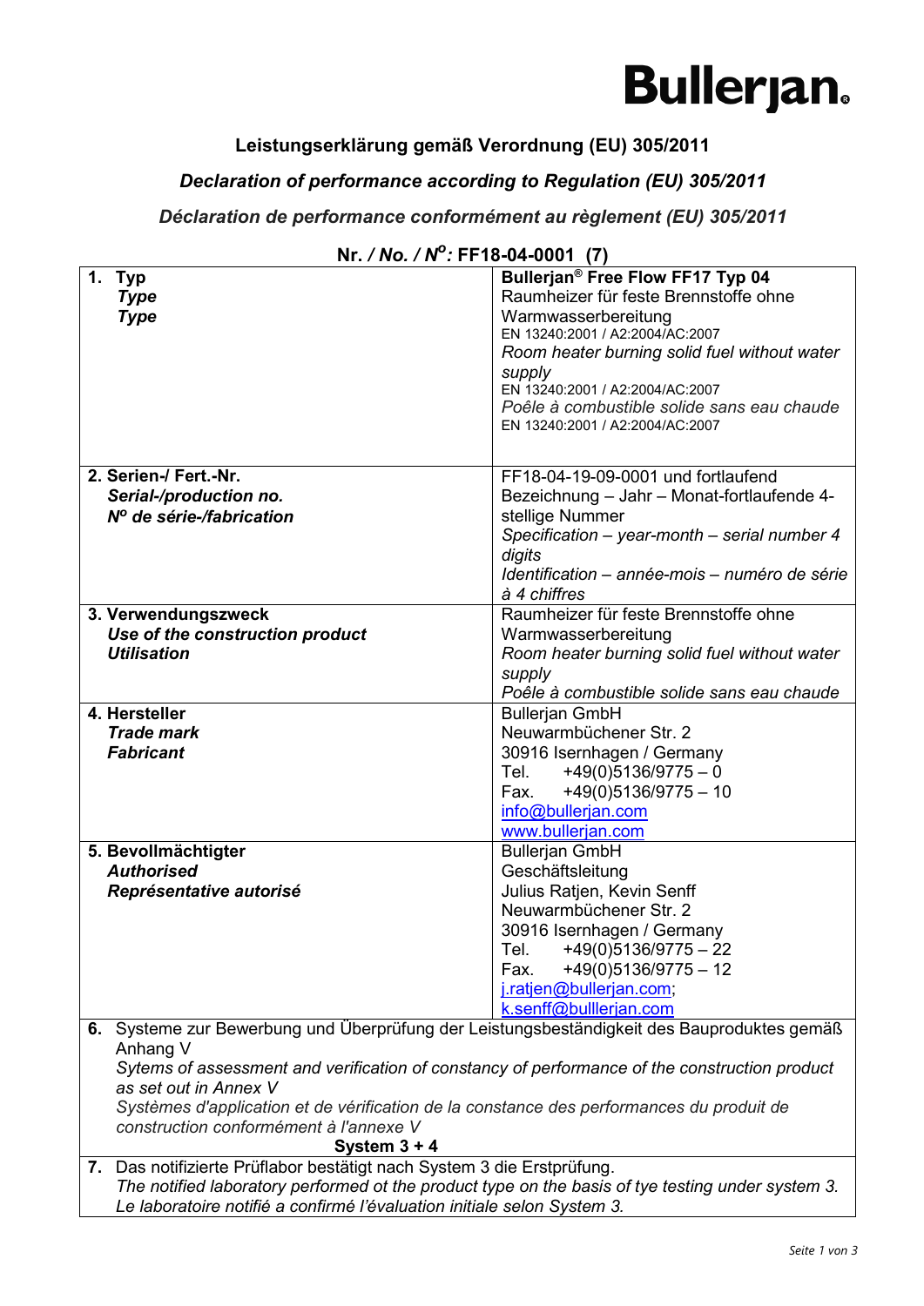Bullerjan®

## Leistungserklärung gemäß Verordnung (EU) 305/2011

## *Declaration of performance according to Regulation (EU) 305/2011*

## *Déclaration de performance conformément au règlement (EU) 305/2011*

**Nr. / *No.* / *N^o^*: FF18-04-0001 (7)**

| | |
|---|---|
| **1. Typ**<br>***Type***<br>***Type*** | **Bullerjan® Free Flow FF17 Typ 04**<br>Raumheizer für feste Brennstoffe ohne Warmwasserbereitung<br>EN 13240:2001 / A2:2004/AC:2007<br>*Room heater burning solid fuel without water supply*<br>EN 13240:2001 / A2:2004/AC:2007<br>*Poêle à combustible solide sans eau chaude*<br>EN 13240:2001 / A2:2004/AC:2007 |
| **2. Serien-/ Fert.-Nr.**<br>***Serial-/production no.***<br>***N^o^ de série-/fabrication*** | FF18-04-19-09-0001 und fortlaufend<br>Bezeichnung – Jahr – Monat-fortlaufende 4-stellige Nummer<br>*Specification – year-month – serial number 4 digits*<br>*Identification – année-mois – numéro de série à 4 chiffres* |
| **3. Verwendungszweck**<br>***Use of the construction product***<br>***Utilisation*** | Raumheizer für feste Brennstoffe ohne Warmwasserbereitung<br>*Room heater burning solid fuel without water supply*<br>*Poêle à combustible solide sans eau chaude* |
| **4. Hersteller**<br>***Trade mark***<br>***Fabricant*** | Bullerjan GmbH<br>Neuwarmbüchener Str. 2<br>30916 Isernhagen / Germany<br>Tel. +49(0)5136/9775 – 0<br>Fax. +49(0)5136/9775 – 10<br>info@bullerjan.com<br>www.bullerjan.com |
| **5. Bevollmächtigter**<br>***Authorised***<br>***Représentative autorisé*** | Bullerjan GmbH<br>Geschäftsleitung<br>Julius Ratjen, Kevin Senff<br>Neuwarmbüchener Str. 2<br>30916 Isernhagen / Germany<br>Tel. +49(0)5136/9775 – 22<br>Fax. +49(0)5136/9775 – 12<br>j.ratjen@bullerjan.com;<br>k.senff@bulllerjan.com |

**6.** Systeme zur Bewerbung und Überprüfung der Leistungsbeständigkeit des Bauproduktes gemäß Anhang V
*Sytems of assessment and verification of constancy of performance of the construction product as set out in Annex V*
*Systèmes d'application et de vérification de la constance des performances du produit de construction conformément à l'annexe V*

**System 3 + 4**

**7.** Das notifizierte Prüflabor bestätigt nach System 3 die Erstprüfung.
*The notified laboratory performed ot the product type on the basis of tye testing under system 3.*
*Le laboratoire notifié a confirmé l'évaluation initiale selon System 3.*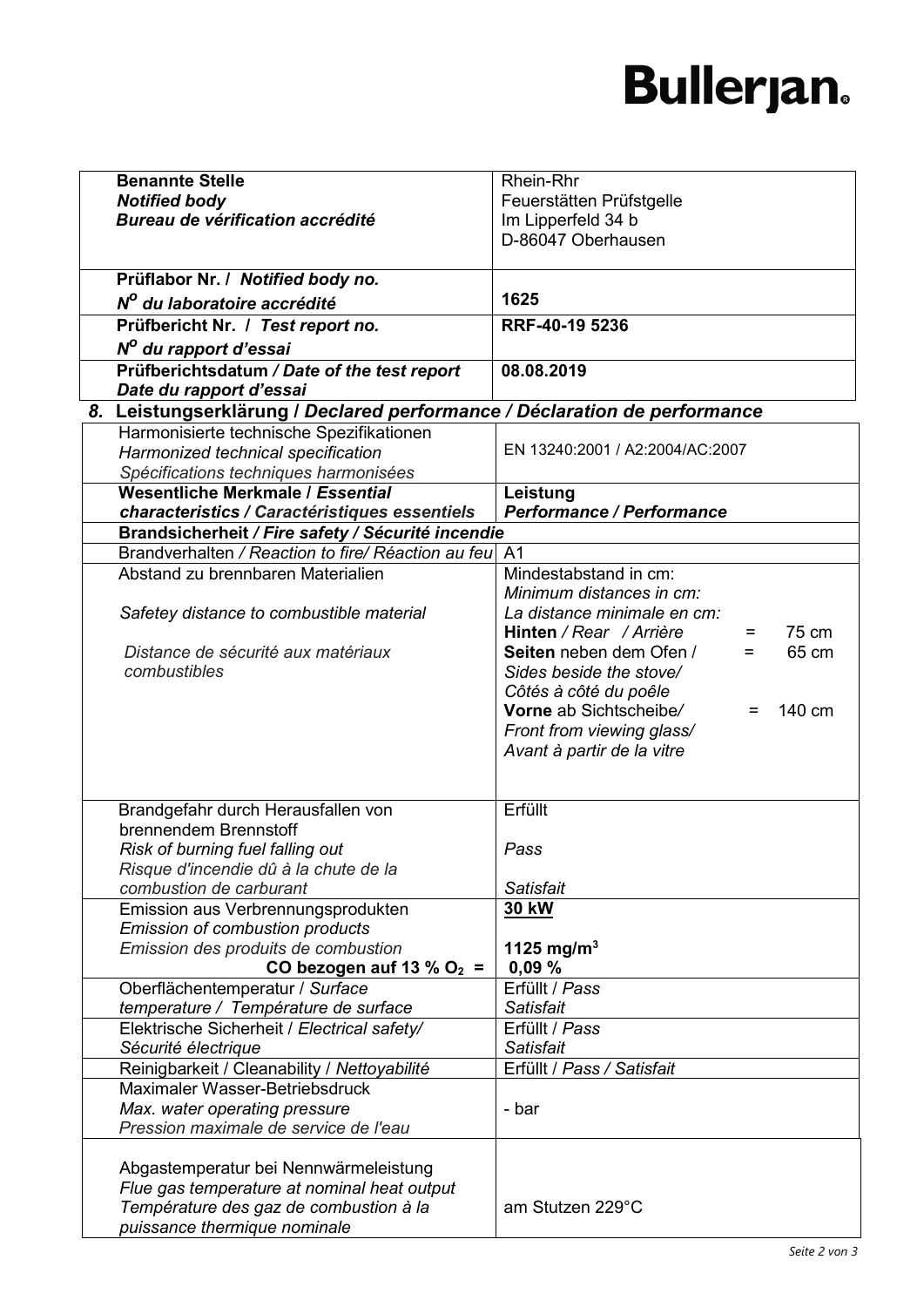| **Benannte Stelle** *Notified body* ***Bureau de vérification accrédité*** | Rhein-Rhr Feuerstätten Prüfstgelle Im Lipperfeld 34 b D-86047 Oberhausen |
|---|---|
| **Prüflabor Nr. /** ***Notified body no.*** ***N$^{O}$ du laboratoire accrédité*** | **1625** |
| **Prüfbericht Nr. /** ***Test report no.*** ***N$^{O}$ du rapport d'essai*** | **RRF-40-19 5236** |
| **Prüfberichtsdatum** ***/ Date of the test report*** ***Date du rapport d'essai*** | **08.08.2019** |

## 8. Leistungserklärung / *Declared performance / Déclaration de performance*

| Harmonisierte technische Spezifikationen *Harmonized technical specification* *Spécifications techniques harmonisées* | EN 13240:2001 / A2:2004/AC:2007 |
|---|---|
| **Wesentliche Merkmale /** ***Essential characteristics / Caractéristiques essentiels*** | **Leistung** ***Performance / Performance*** |
| **Brandsicherheit** ***/ Fire safety / Sécurité incendie*** | |
| Brandverhalten */ Reaction to fire/ Réaction au feu* | A1 |
| Abstand zu brennbaren Materialien *Safetey distance to combustible material* *Distance de sécurité aux matériaux combustibles* | Mindestabstand in cm: *Minimum distances in cm:* *La distance minimale en cm:* **Hinten** */ Rear / Arrière* = 75 cm **Seiten** neben dem Ofen / = 65 cm *Sides beside the stove/* *Côtés à côté du poêle* **Vorne** ab Sichtscheibe/ = 140 cm *Front from viewing glass/* *Avant à partir de la vitre* |
| Brandgefahr durch Herausfallen von brennendem Brennstoff *Risk of burning fuel falling out* *Risque d'incendie dû à la chute de la combustion de carburant* | Erfüllt *Pass* *Satisfait* |
| Emission aus Verbrennungsprodukten *Emission of combustion products* *Emission des produits de combustion* **CO bezogen auf 13 % $O_2$ =** | **30 kW** **1125 mg/m$^3$** **0,09 %** |
| Oberflächentemperatur / *Surface temperature / Température de surface* | Erfüllt / *Pass* *Satisfait* |
| Elektrische Sicherheit / *Electrical safety/ Sécurité électrique* | Erfüllt / *Pass* *Satisfait* |
| Reinigbarkeit / Cleanability / *Nettoyabilité* | Erfüllt / *Pass / Satisfait* |
| Maximaler Wasser-Betriebsdruck *Max. water operating pressure* *Pression maximale de service de l'eau* | - bar |
| Abgastemperatur bei Nennwärmeleistung *Flue gas temperature at nominal heat output* *Température des gaz de combustion à la puissance thermique nominale* | am Stutzen 229°C |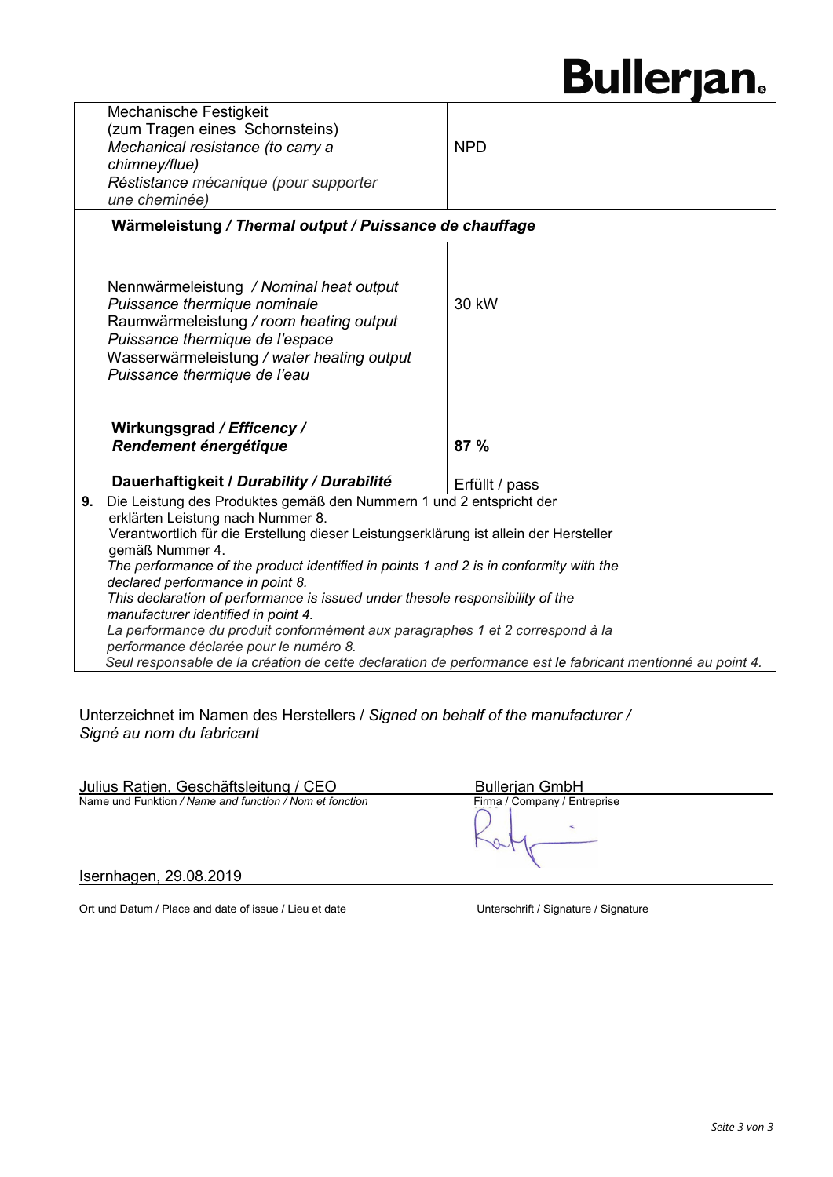| | |
|---|---|
| Mechanische Festigkeit (zum Tragen eines Schornsteins)<br>*Mechanical resistance (to carry a chimney/flue)*<br>*Réstistance mécanique (pour supporter une cheminée)* | NPD |
| **Wärmeleistung** / ***Thermal output / Puissance de chauffage*** | |
| Nennwärmeleistung / *Nominal heat output*<br>*Puissance thermique nominale*<br>Raumwärmeleistung / *room heating output*<br>*Puissance thermique de l'espace*<br>Wasserwärmeleistung / *water heating output*<br>*Puissance thermique de l'eau* | 30 kW |
| **Wirkungsgrad** / ***Efficency / Rendement énergétique*** | **87 %** |
| **Dauerhaftigkeit** / ***Durability / Durabilité*** | Erfüllt / pass |

**9.** Die Leistung des Produktes gemäß den Nummern 1 und 2 entspricht der erklärten Leistung nach Nummer 8.
Verantwortlich für die Erstellung dieser Leistungserklärung ist allein der Hersteller gemäß Nummer 4.
*The performance of the product identified in points 1 and 2 is in conformity with the declared performance in point 8.*
*This declaration of performance is issued under thesole responsibility of the manufacturer identified in point 4.*
*La performance du produit conformément aux paragraphes 1 et 2 correspond à la performance déclarée pour le numéro 8.*
*Seul responsable de la création de cette declaration de performance est le fabricant mentionné au point 4.*

Unterzeichnet im Namen des Herstellers / *Signed on behalf of the manufacturer / Signé au nom du fabricant*

Julius Ratjen, Geschäftsleitung / CEO
Name und Funktion / *Name and function / Nom et fonction*

Bullerjan GmbH
Firma / Company / Entreprise

Isernhagen, 29.08.2019
Ort und Datum / Place and date of issue / Lieu et date

Unterschrift / Signature / Signature